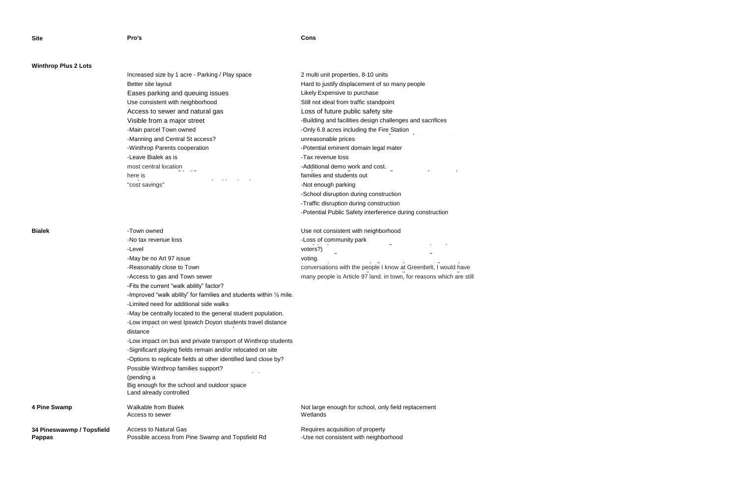| Site | Pro's | Cons |
|---|---|---|
| **Winthrop Plus 2 Lots** | | |
| | Increased size by 1 acre - Parking / Play space | 2 multi unit properties, 8-10 units |
| | Better site layout | Hard to justify displacement of so many people |
| | Eases parking and queuing issues | Likely Expensive to purchase |
| | Use consistent with neighborhood | Still not ideal from traffic standpoint |
| | Access to sewer and natural gas | Loss of future public safety site |
| | Visible from a major street | -Building and facilities design challenges and sacrifices |
| | -Main parcel Town owned | -Only 6.8 acres including the Fire Station |
| | -Manning and Central St access? | unreasonable prices |
| | -Winthrop Parents cooperation | -Potential eminent domain legal mater |
| | -Leave Bialek as is | -Tax revenue loss |
| | most central location | -Additional demo work and cost. |
| | here is | families and students out |
| | "cost savings" | -Not enough parking |
| | | -School disruption during construction |
| | | -Traffic disruption during construction |
| | | -Potential Public Safety interference during construction |
| **Bialek** | -Town owned | Use not consistent with neighborhood |
| | -No tax revenue loss | -Loss of community park |
| | -Level | voters?) |
| | -May be no Art 97 issue | voting. |
| | -Reasonably close to Town | conversations with the people I know at Greenbelt, I would have |
| | -Access to gas and Town sewer | many people is Article 97 land. in town, for reasons which are still |
| | -Fits the current "walk ability" factor? | |
| | -Improved "walk ability" for families and students within ½ mile. | |
| | -Limited need for additional side walks | |
| | -May be centrally located to the general student population. | |
| | -Low impact on west Ipswich Doyon students travel distance distance | |
| | -Low impact on bus and private transport of Winthrop students | |
| | -Significant playing fields remain and/or relocated on site | |
| | -Options to replicate fields at other identified land close by? | |
| | Possible Winthrop families support? (pending a | |
| | Big enough for the school and outdoor space | |
| | Land already controlled | |
| **4 Pine Swamp** | Walkable from Bialek | Not large enough for school, only field replacement |
| | Access to sewer | Wetlands |
| **34 Pineswawmp / Topsfield Pappas** | Access to Natural Gas | Requires acquisition of property |
| | Possible access from Pine Swamp and Topsfield Rd | -Use not consistent with neighborhood |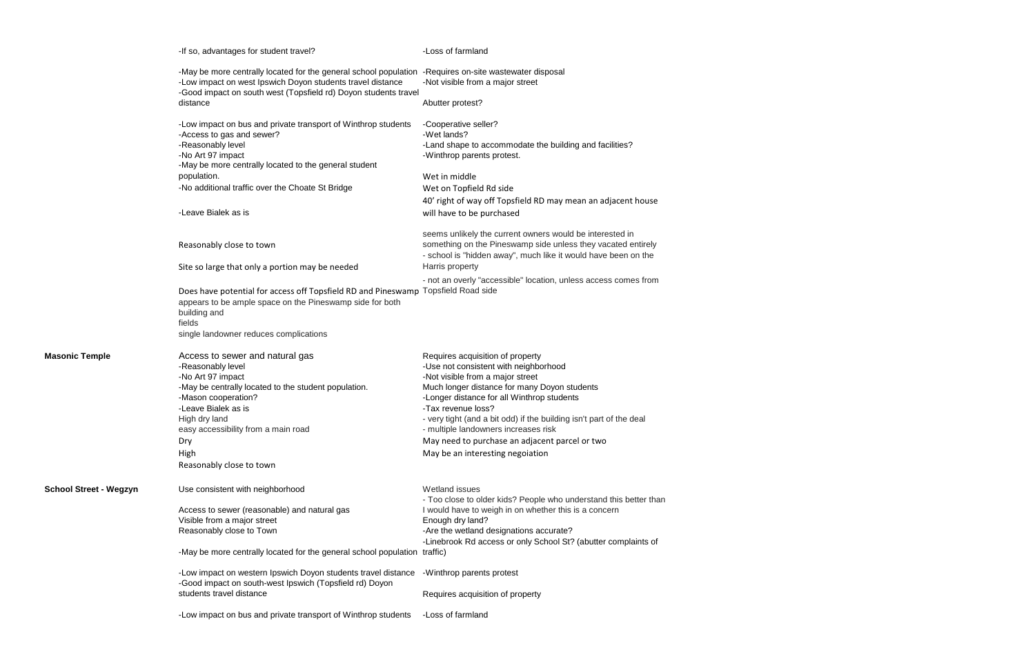| | | |
|---|---|---|
| | -If so, advantages for student travel? | -Loss of farmland |
| | -May be more centrally located for the general school population<br>-Low impact on west Ipswich Doyon students travel distance<br>-Good impact on south west (Topsfield rd) Doyon students travel distance | -Requires on-site wastewater disposal<br>-Not visible from a major street<br>Abutter protest? |
| | -Low impact on bus and private transport of Winthrop students<br>-Access to gas and sewer?<br>-Reasonably level<br>-No Art 97 impact<br>-May be more centrally located to the general student population.<br>-No additional traffic over the Choate St Bridge | -Cooperative seller?<br>-Wet lands?<br>-Land shape to accommodate the building and facilities?<br>-Winthrop parents protest.<br>Wet in middle<br>Wet on Topfield Rd side |
| | -Leave Bialek as is | 40' right of way off Topsfield RD may mean an adjacent house will have to be purchased |
| | Reasonably close to town<br>Site so large that only a portion may be needed | seems unlikely the current owners would be interested in something on the Pineswamp side unless they vacated entirely<br>- school is "hidden away", much like it would have been on the Harris property |
| | Does have potential for access off Topsfield RD and Pineswamp<br>appears to be ample space on the Pineswamp side for both building and fields<br>single landowner reduces complications | - not an overly "accessible" location, unless access comes from Topsfield Road side |
| **Masonic Temple** | Access to sewer and natural gas<br>-Reasonably level<br>-No Art 97 impact<br>-May be centrally located to the student population.<br>-Mason cooperation?<br>-Leave Bialek as is<br>High dry land<br>easy accessibility from a main road<br>Dry<br>High<br>Reasonably close to town | Requires acquisition of property<br>-Use not consistent with neighborhood<br>-Not visible from a major street<br>Much longer distance for many Doyon students<br>-Longer distance for all Winthrop students<br>-Tax revenue loss?<br>- very tight (and a bit odd) if the building isn't part of the deal<br>- multiple landowners increases risk<br>May need to purchase an adjacent parcel or two<br>May be an interesting negoiation |
| **School Street - Wegzyn** | Use consistent with neighborhood<br>Access to sewer (reasonable) and natural gas<br>Visible from a major street<br>Reasonably close to Town<br>-May be more centrally located for the general school population | Wetland issues<br>- Too close to older kids? People who understand this better than I would have to weigh in on whether this is a concern<br>Enough dry land?<br>-Are the wetland designations accurate?<br>-Linebrook Rd access or only School St? (abutter complaints of traffic) |
| | -Low impact on western Ipswich Doyon students travel distance<br>-Good impact on south-west Ipswich (Topsfield rd) Doyon students travel distance | -Winthrop parents protest<br>Requires acquisition of property |
| | -Low impact on bus and private transport of Winthrop students | -Loss of farmland |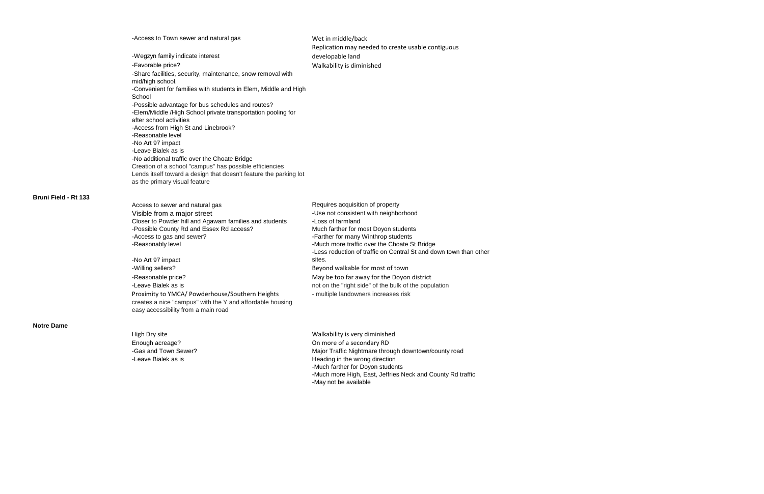| | | |
|---|---|---|
| | -Access to Town sewer and natural gas<br><br>-Wegzyn family indicate interest<br>-Favorable price?<br>-Share facilities, security, maintenance, snow removal with mid/high school.<br>-Convenient for families with students in Elem, Middle and High School<br>-Possible advantage for bus schedules and routes?<br>-Elem/Middle /High School private transportation pooling for after school activities<br>-Access from High St and Linebrook?<br>-Reasonable level<br>-No Art 97 impact<br>-Leave Bialek as is<br>-No additional traffic over the Choate Bridge<br>Creation of a school "campus" has possible efficiencies<br>Lends itself toward a design that doesn't feature the parking lot as the primary visual feature | Wet in middle/back<br>Replication may needed to create usable contiguous developable land<br>Walkability is diminished |
| **Bruni Field - Rt 133** | Access to sewer and natural gas<br>Visible from a major street<br>Closer to Powder hill and Agawam families and students<br>-Possible County Rd and Essex Rd access?<br>-Access to gas and sewer?<br>-Reasonably level<br><br>-No Art 97 impact<br>-Willing sellers?<br>-Reasonable price?<br>-Leave Bialek as is<br>Proximity to YMCA/ Powderhouse/Southern Heights creates a nice "campus" with the Y and affordable housing easy accessibility from a main road | Requires acquisition of property<br>-Use not consistent with neighborhood<br>-Loss of farmland<br>Much farther for most Doyon students<br>-Farther for many Winthrop students<br>-Much more traffic over the Choate St Bridge<br>-Less reduction of traffic on Central St and down town than other sites.<br>Beyond walkable for most of town<br>May be too far away for the Doyon district<br>not on the "right side" of the bulk of the population<br>- multiple landowners increases risk |
| **Notre Dame** | High Dry site<br>Enough acreage?<br>-Gas and Town Sewer?<br>-Leave Bialek as is | Walkability is very diminished<br>On more of a secondary RD<br>Major Traffic Nightmare through downtown/county road<br>Heading in the wrong direction<br>-Much farther for Doyon students<br>-Much more High, East, Jeffries Neck and County Rd traffic<br>-May not be available |